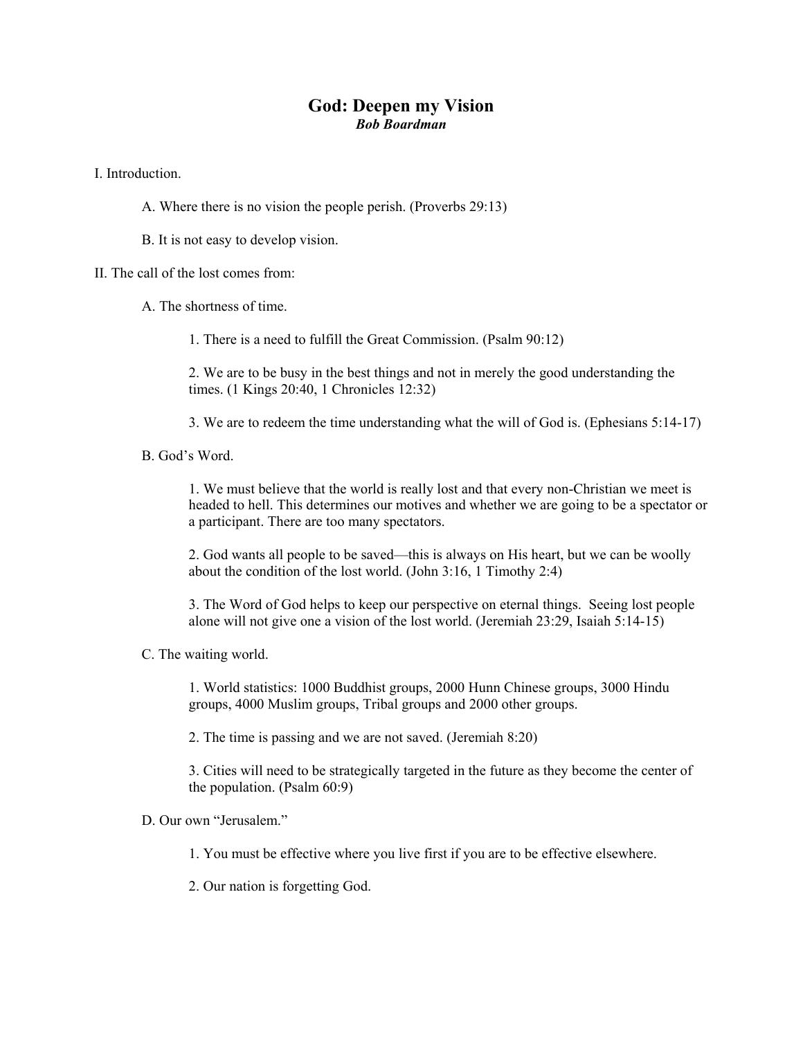# God: Deepen my Vision

***Bob Boardman***

I. Introduction.

A. Where there is no vision the people perish. (Proverbs 29:13)

B. It is not easy to develop vision.

II. The call of the lost comes from:

A. The shortness of time.

1. There is a need to fulfill the Great Commission. (Psalm 90:12)

2. We are to be busy in the best things and not in merely the good understanding the times. (1 Kings 20:40, 1 Chronicles 12:32)

3. We are to redeem the time understanding what the will of God is. (Ephesians 5:14-17)

B. God's Word.

1. We must believe that the world is really lost and that every non-Christian we meet is headed to hell. This determines our motives and whether we are going to be a spectator or a participant. There are too many spectators.

2. God wants all people to be saved—this is always on His heart, but we can be woolly about the condition of the lost world. (John 3:16, 1 Timothy 2:4)

3. The Word of God helps to keep our perspective on eternal things. Seeing lost people alone will not give one a vision of the lost world. (Jeremiah 23:29, Isaiah 5:14-15)

C. The waiting world.

1. World statistics: 1000 Buddhist groups, 2000 Hunn Chinese groups, 3000 Hindu groups, 4000 Muslim groups, Tribal groups and 2000 other groups.

2. The time is passing and we are not saved. (Jeremiah 8:20)

3. Cities will need to be strategically targeted in the future as they become the center of the population. (Psalm 60:9)

D. Our own "Jerusalem."

1. You must be effective where you live first if you are to be effective elsewhere.

2. Our nation is forgetting God.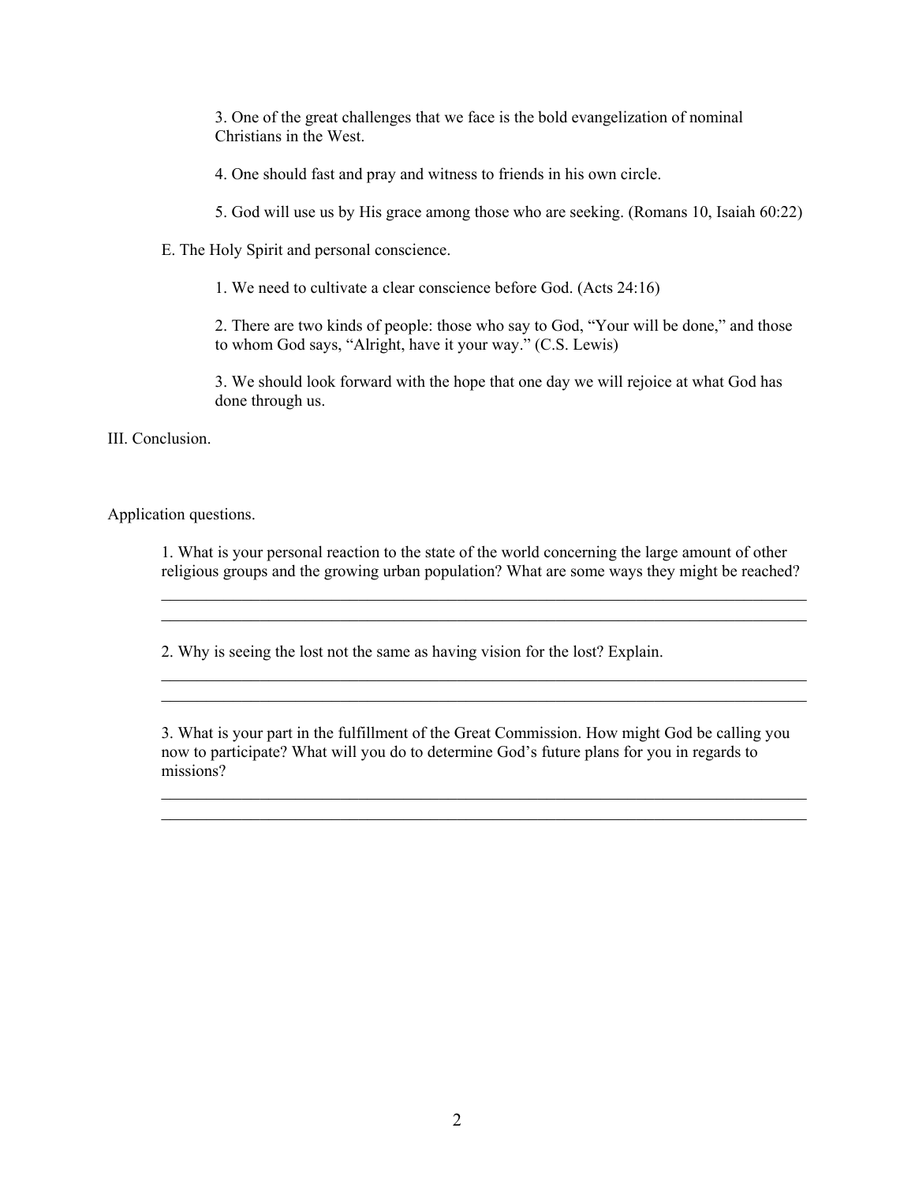3. One of the great challenges that we face is the bold evangelization of nominal Christians in the West.

4. One should fast and pray and witness to friends in his own circle.

5. God will use us by His grace among those who are seeking. (Romans 10, Isaiah 60:22)

E. The Holy Spirit and personal conscience.

1. We need to cultivate a clear conscience before God. (Acts 24:16)

2. There are two kinds of people: those who say to God, "Your will be done," and those to whom God says, "Alright, have it your way." (C.S. Lewis)

3. We should look forward with the hope that one day we will rejoice at what God has done through us.

III. Conclusion.

Application questions.

1. What is your personal reaction to the state of the world concerning the large amount of other religious groups and the growing urban population? What are some ways they might be reached?

_______________________________________________________________________________

_______________________________________________________________________________

2. Why is seeing the lost not the same as having vision for the lost? Explain.

_______________________________________________________________________________

_______________________________________________________________________________

3. What is your part in the fulfillment of the Great Commission. How might God be calling you now to participate? What will you do to determine God's future plans for you in regards to missions?

_______________________________________________________________________________

_______________________________________________________________________________